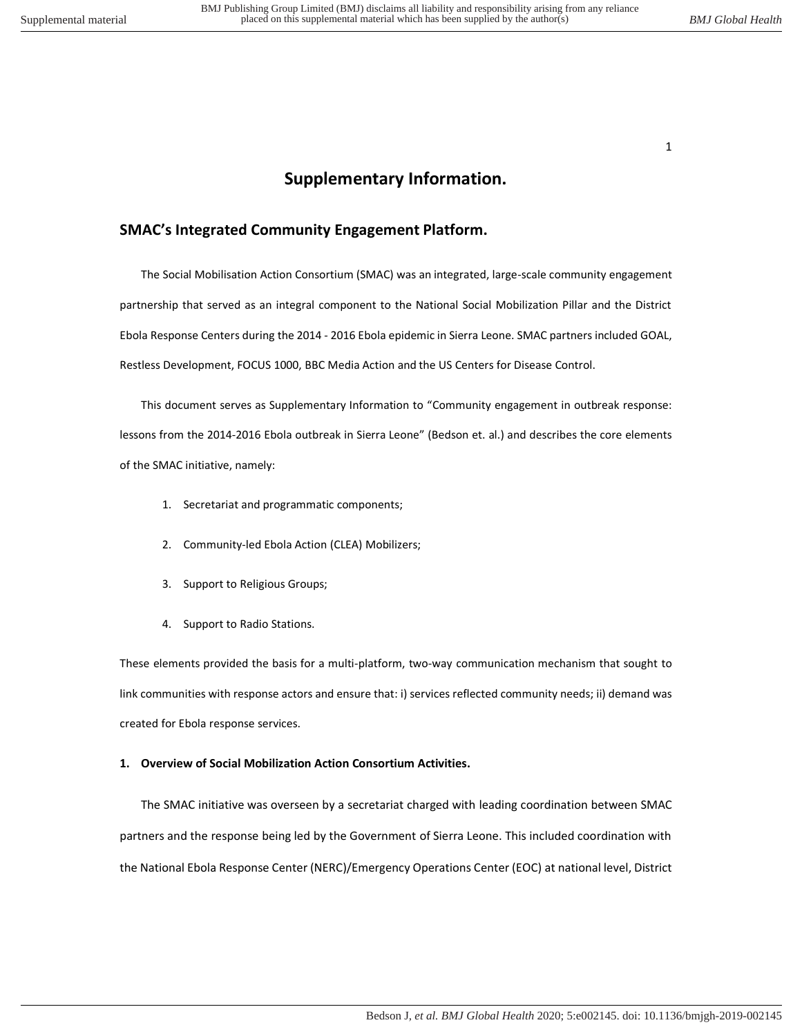# Supplementary Information.

## SMAC's Integrated Community Engagement Platform.

The Social Mobilisation Action Consortium (SMAC) was an integrated, large-scale community engagement partnership that served as an integral component to the National Social Mobilization Pillar and the District Ebola Response Centers during the 2014 - 2016 Ebola epidemic in Sierra Leone. SMAC partners included GOAL, Restless Development, FOCUS 1000, BBC Media Action and the US Centers for Disease Control.

This document serves as Supplementary Information to "Community engagement in outbreak response: lessons from the 2014-2016 Ebola outbreak in Sierra Leone" (Bedson et. al.) and describes the core elements of the SMAC initiative, namely:

1. Secretariat and programmatic components;
2. Community-led Ebola Action (CLEA) Mobilizers;
3. Support to Religious Groups;
4. Support to Radio Stations.

These elements provided the basis for a multi-platform, two-way communication mechanism that sought to link communities with response actors and ensure that: i) services reflected community needs; ii) demand was created for Ebola response services.

### 1. Overview of Social Mobilization Action Consortium Activities.

The SMAC initiative was overseen by a secretariat charged with leading coordination between SMAC partners and the response being led by the Government of Sierra Leone. This included coordination with the National Ebola Response Center (NERC)/Emergency Operations Center (EOC) at national level, District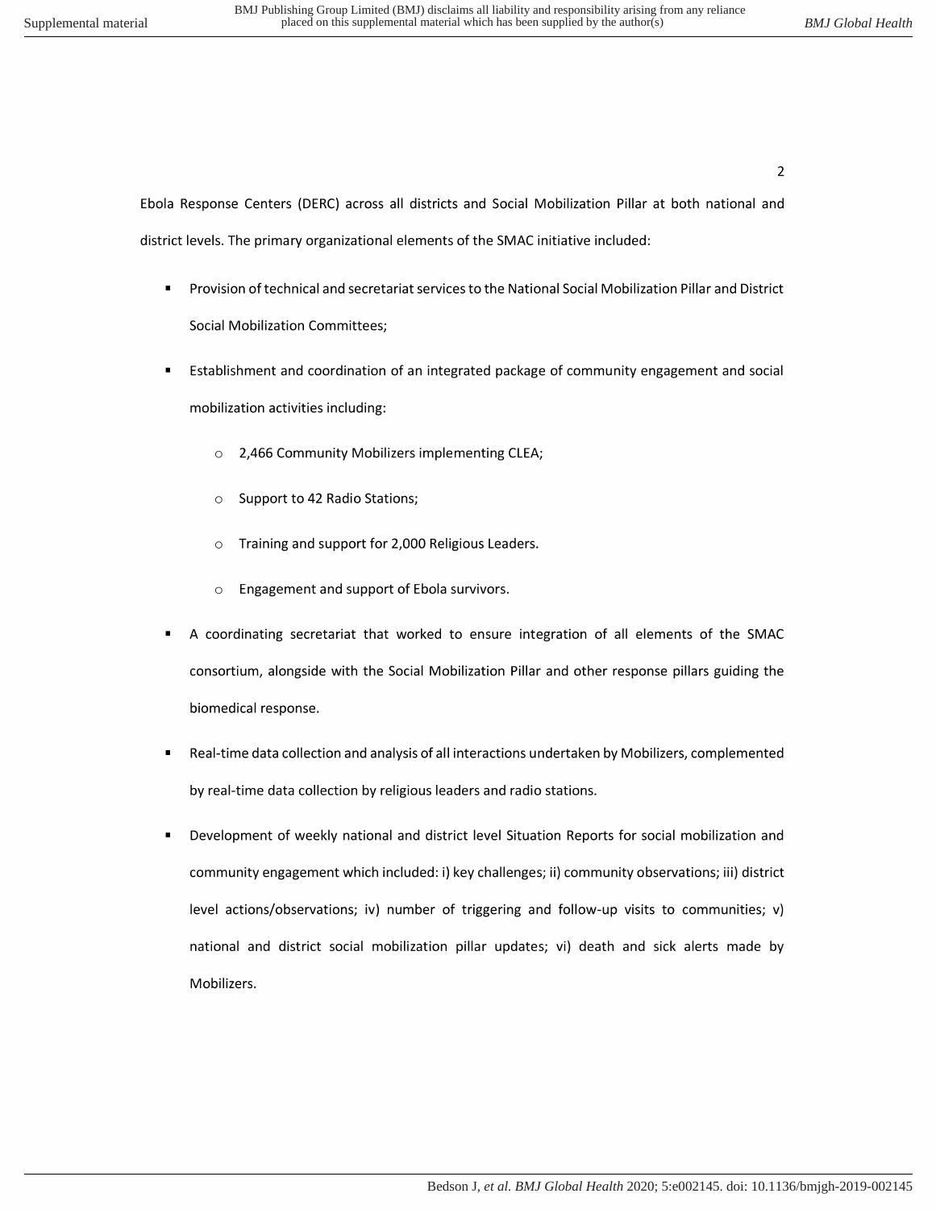Ebola Response Centers (DERC) across all districts and Social Mobilization Pillar at both national and district levels. The primary organizational elements of the SMAC initiative included:

- Provision of technical and secretariat services to the National Social Mobilization Pillar and District Social Mobilization Committees;
- Establishment and coordination of an integrated package of community engagement and social mobilization activities including:
    - 2,466 Community Mobilizers implementing CLEA;
    - Support to 42 Radio Stations;
    - Training and support for 2,000 Religious Leaders.
    - Engagement and support of Ebola survivors.
- A coordinating secretariat that worked to ensure integration of all elements of the SMAC consortium, alongside with the Social Mobilization Pillar and other response pillars guiding the biomedical response.
- Real-time data collection and analysis of all interactions undertaken by Mobilizers, complemented by real-time data collection by religious leaders and radio stations.
- Development of weekly national and district level Situation Reports for social mobilization and community engagement which included: i) key challenges; ii) community observations; iii) district level actions/observations; iv) number of triggering and follow-up visits to communities; v) national and district social mobilization pillar updates; vi) death and sick alerts made by Mobilizers.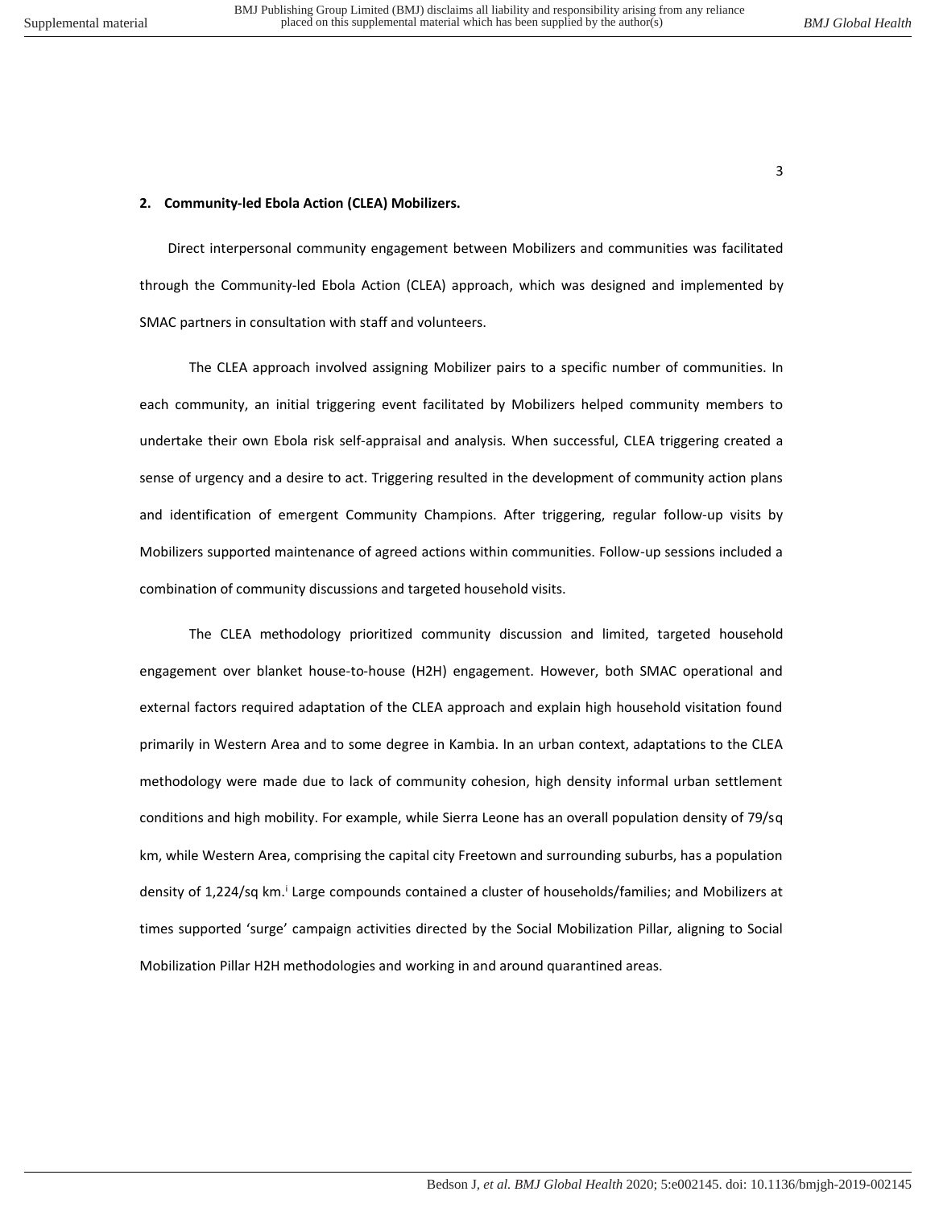## 2. Community-led Ebola Action (CLEA) Mobilizers.

Direct interpersonal community engagement between Mobilizers and communities was facilitated through the Community-led Ebola Action (CLEA) approach, which was designed and implemented by SMAC partners in consultation with staff and volunteers.

The CLEA approach involved assigning Mobilizer pairs to a specific number of communities. In each community, an initial triggering event facilitated by Mobilizers helped community members to undertake their own Ebola risk self-appraisal and analysis. When successful, CLEA triggering created a sense of urgency and a desire to act. Triggering resulted in the development of community action plans and identification of emergent Community Champions. After triggering, regular follow-up visits by Mobilizers supported maintenance of agreed actions within communities. Follow-up sessions included a combination of community discussions and targeted household visits.

The CLEA methodology prioritized community discussion and limited, targeted household engagement over blanket house-to-house (H2H) engagement. However, both SMAC operational and external factors required adaptation of the CLEA approach and explain high household visitation found primarily in Western Area and to some degree in Kambia. In an urban context, adaptations to the CLEA methodology were made due to lack of community cohesion, high density informal urban settlement conditions and high mobility. For example, while Sierra Leone has an overall population density of 79/sq km, while Western Area, comprising the capital city Freetown and surrounding suburbs, has a population density of 1,224/sq km.[i] Large compounds contained a cluster of households/families; and Mobilizers at times supported 'surge' campaign activities directed by the Social Mobilization Pillar, aligning to Social Mobilization Pillar H2H methodologies and working in and around quarantined areas.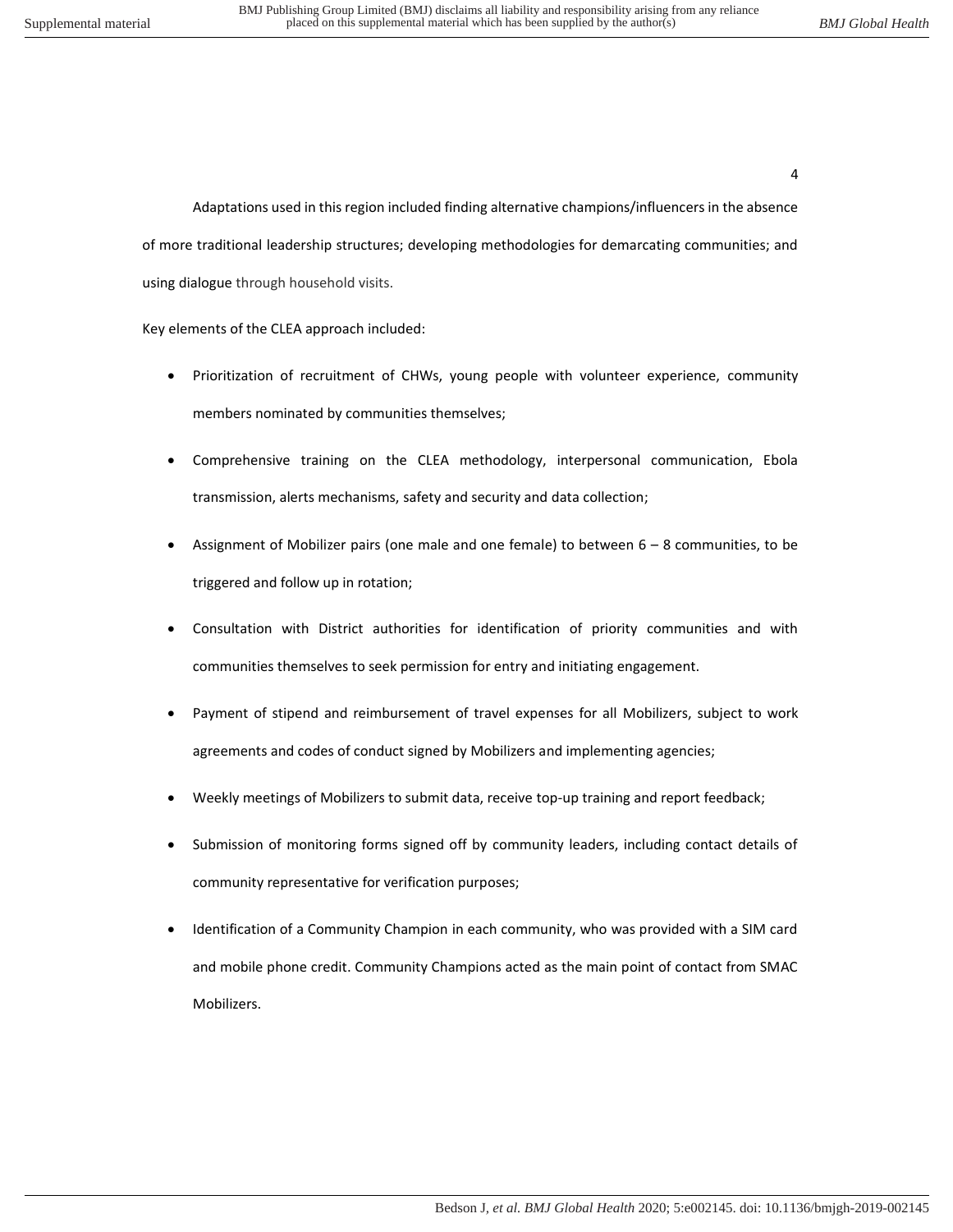Adaptations used in this region included finding alternative champions/influencers in the absence of more traditional leadership structures; developing methodologies for demarcating communities; and using dialogue through household visits.

Key elements of the CLEA approach included:

- Prioritization of recruitment of CHWs, young people with volunteer experience, community members nominated by communities themselves;
- Comprehensive training on the CLEA methodology, interpersonal communication, Ebola transmission, alerts mechanisms, safety and security and data collection;
- Assignment of Mobilizer pairs (one male and one female) to between 6 – 8 communities, to be triggered and follow up in rotation;
- Consultation with District authorities for identification of priority communities and with communities themselves to seek permission for entry and initiating engagement.
- Payment of stipend and reimbursement of travel expenses for all Mobilizers, subject to work agreements and codes of conduct signed by Mobilizers and implementing agencies;
- Weekly meetings of Mobilizers to submit data, receive top-up training and report feedback;
- Submission of monitoring forms signed off by community leaders, including contact details of community representative for verification purposes;
- Identification of a Community Champion in each community, who was provided with a SIM card and mobile phone credit. Community Champions acted as the main point of contact from SMAC Mobilizers.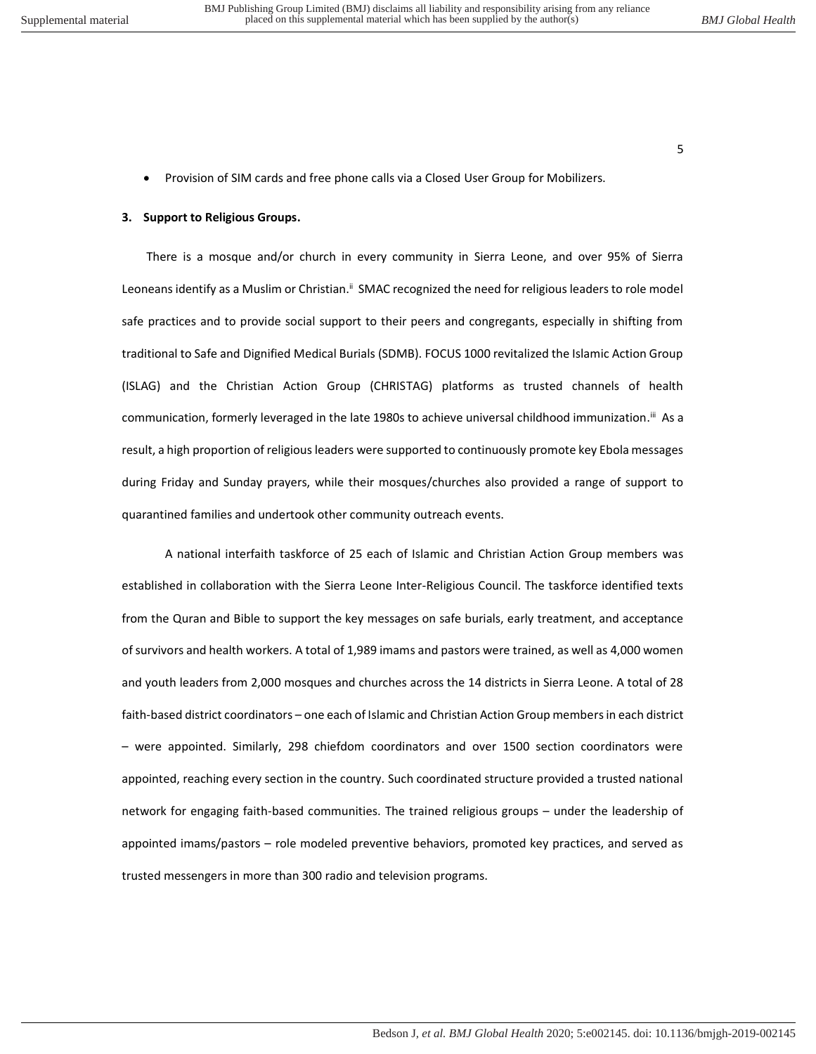- Provision of SIM cards and free phone calls via a Closed User Group for Mobilizers.

### 3. Support to Religious Groups.

There is a mosque and/or church in every community in Sierra Leone, and over 95% of Sierra Leoneans identify as a Muslim or Christian.[ii] SMAC recognized the need for religious leaders to role model safe practices and to provide social support to their peers and congregants, especially in shifting from traditional to Safe and Dignified Medical Burials (SDMB). FOCUS 1000 revitalized the Islamic Action Group (ISLAG) and the Christian Action Group (CHRISTAG) platforms as trusted channels of health communication, formerly leveraged in the late 1980s to achieve universal childhood immunization.[iii] As a result, a high proportion of religious leaders were supported to continuously promote key Ebola messages during Friday and Sunday prayers, while their mosques/churches also provided a range of support to quarantined families and undertook other community outreach events.

A national interfaith taskforce of 25 each of Islamic and Christian Action Group members was established in collaboration with the Sierra Leone Inter-Religious Council. The taskforce identified texts from the Quran and Bible to support the key messages on safe burials, early treatment, and acceptance of survivors and health workers. A total of 1,989 imams and pastors were trained, as well as 4,000 women and youth leaders from 2,000 mosques and churches across the 14 districts in Sierra Leone. A total of 28 faith-based district coordinators – one each of Islamic and Christian Action Group members in each district – were appointed. Similarly, 298 chiefdom coordinators and over 1500 section coordinators were appointed, reaching every section in the country. Such coordinated structure provided a trusted national network for engaging faith-based communities. The trained religious groups – under the leadership of appointed imams/pastors – role modeled preventive behaviors, promoted key practices, and served as trusted messengers in more than 300 radio and television programs.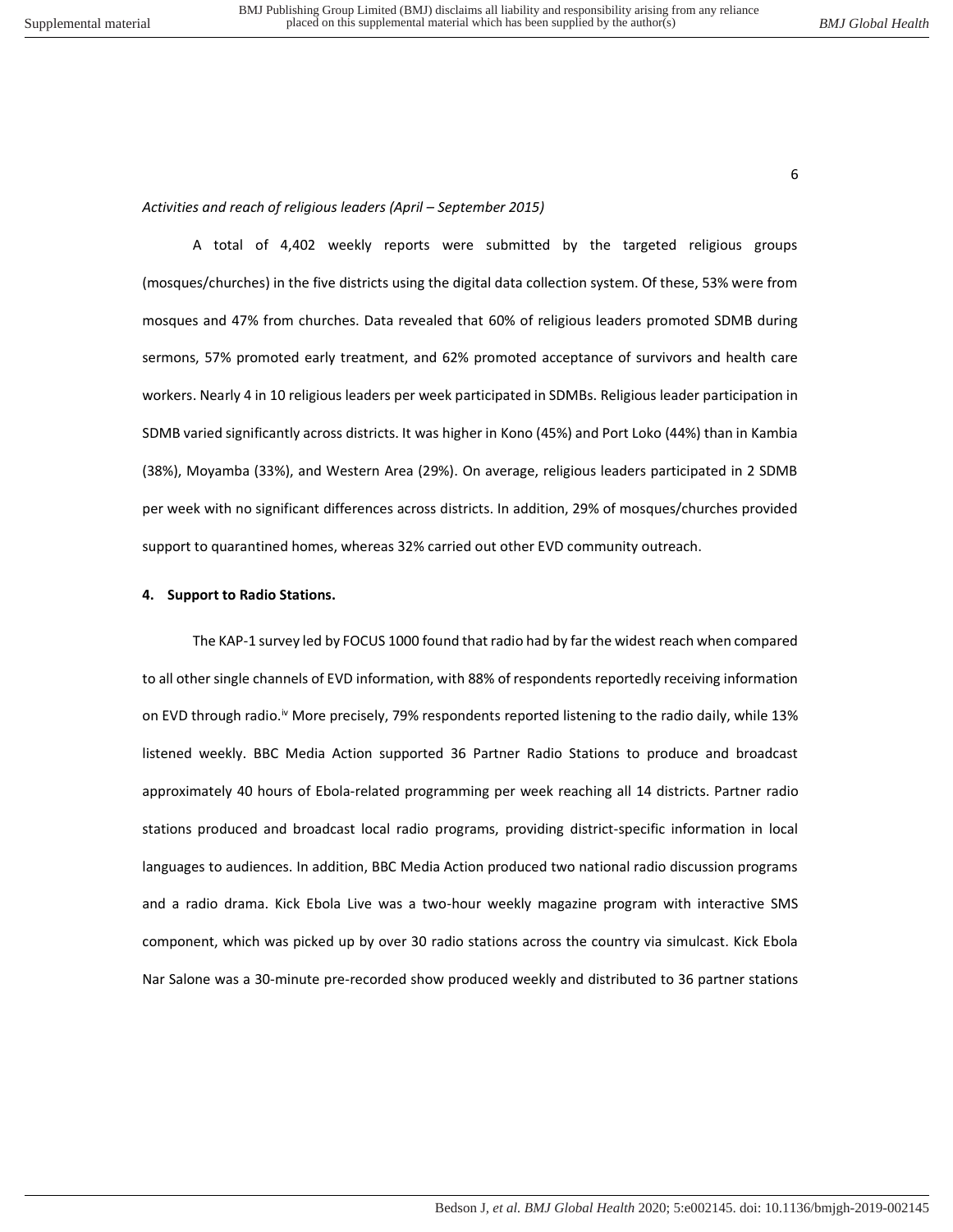*Activities and reach of religious leaders (April – September 2015)*

A total of 4,402 weekly reports were submitted by the targeted religious groups (mosques/churches) in the five districts using the digital data collection system. Of these, 53% were from mosques and 47% from churches. Data revealed that 60% of religious leaders promoted SDMB during sermons, 57% promoted early treatment, and 62% promoted acceptance of survivors and health care workers. Nearly 4 in 10 religious leaders per week participated in SDMBs. Religious leader participation in SDMB varied significantly across districts. It was higher in Kono (45%) and Port Loko (44%) than in Kambia (38%), Moyamba (33%), and Western Area (29%). On average, religious leaders participated in 2 SDMB per week with no significant differences across districts. In addition, 29% of mosques/churches provided support to quarantined homes, whereas 32% carried out other EVD community outreach.

**4. Support to Radio Stations.**

The KAP-1 survey led by FOCUS 1000 found that radio had by far the widest reach when compared to all other single channels of EVD information, with 88% of respondents reportedly receiving information on EVD through radio.[iv] More precisely, 79% respondents reported listening to the radio daily, while 13% listened weekly. BBC Media Action supported 36 Partner Radio Stations to produce and broadcast approximately 40 hours of Ebola-related programming per week reaching all 14 districts. Partner radio stations produced and broadcast local radio programs, providing district-specific information in local languages to audiences. In addition, BBC Media Action produced two national radio discussion programs and a radio drama. Kick Ebola Live was a two-hour weekly magazine program with interactive SMS component, which was picked up by over 30 radio stations across the country via simulcast. Kick Ebola Nar Salone was a 30-minute pre-recorded show produced weekly and distributed to 36 partner stations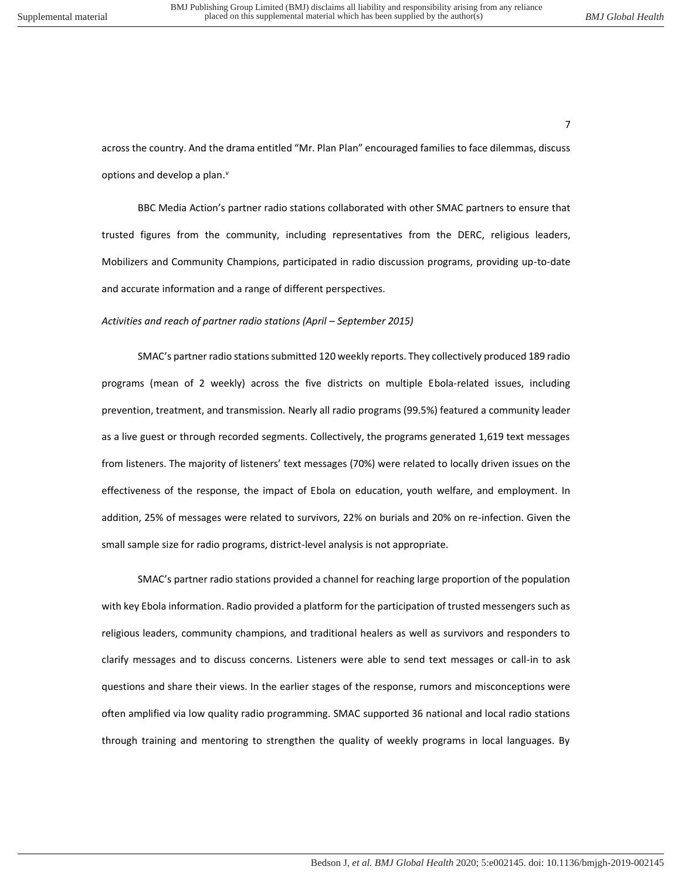across the country. And the drama entitled "Mr. Plan Plan" encouraged families to face dilemmas, discuss options and develop a plan.[v]

BBC Media Action's partner radio stations collaborated with other SMAC partners to ensure that trusted figures from the community, including representatives from the DERC, religious leaders, Mobilizers and Community Champions, participated in radio discussion programs, providing up-to-date and accurate information and a range of different perspectives.

*Activities and reach of partner radio stations (April – September 2015)*

SMAC's partner radio stations submitted 120 weekly reports. They collectively produced 189 radio programs (mean of 2 weekly) across the five districts on multiple Ebola-related issues, including prevention, treatment, and transmission. Nearly all radio programs (99.5%) featured a community leader as a live guest or through recorded segments. Collectively, the programs generated 1,619 text messages from listeners. The majority of listeners' text messages (70%) were related to locally driven issues on the effectiveness of the response, the impact of Ebola on education, youth welfare, and employment. In addition, 25% of messages were related to survivors, 22% on burials and 20% on re-infection. Given the small sample size for radio programs, district-level analysis is not appropriate.

SMAC's partner radio stations provided a channel for reaching large proportion of the population with key Ebola information. Radio provided a platform for the participation of trusted messengers such as religious leaders, community champions, and traditional healers as well as survivors and responders to clarify messages and to discuss concerns. Listeners were able to send text messages or call-in to ask questions and share their views. In the earlier stages of the response, rumors and misconceptions were often amplified via low quality radio programming. SMAC supported 36 national and local radio stations through training and mentoring to strengthen the quality of weekly programs in local languages. By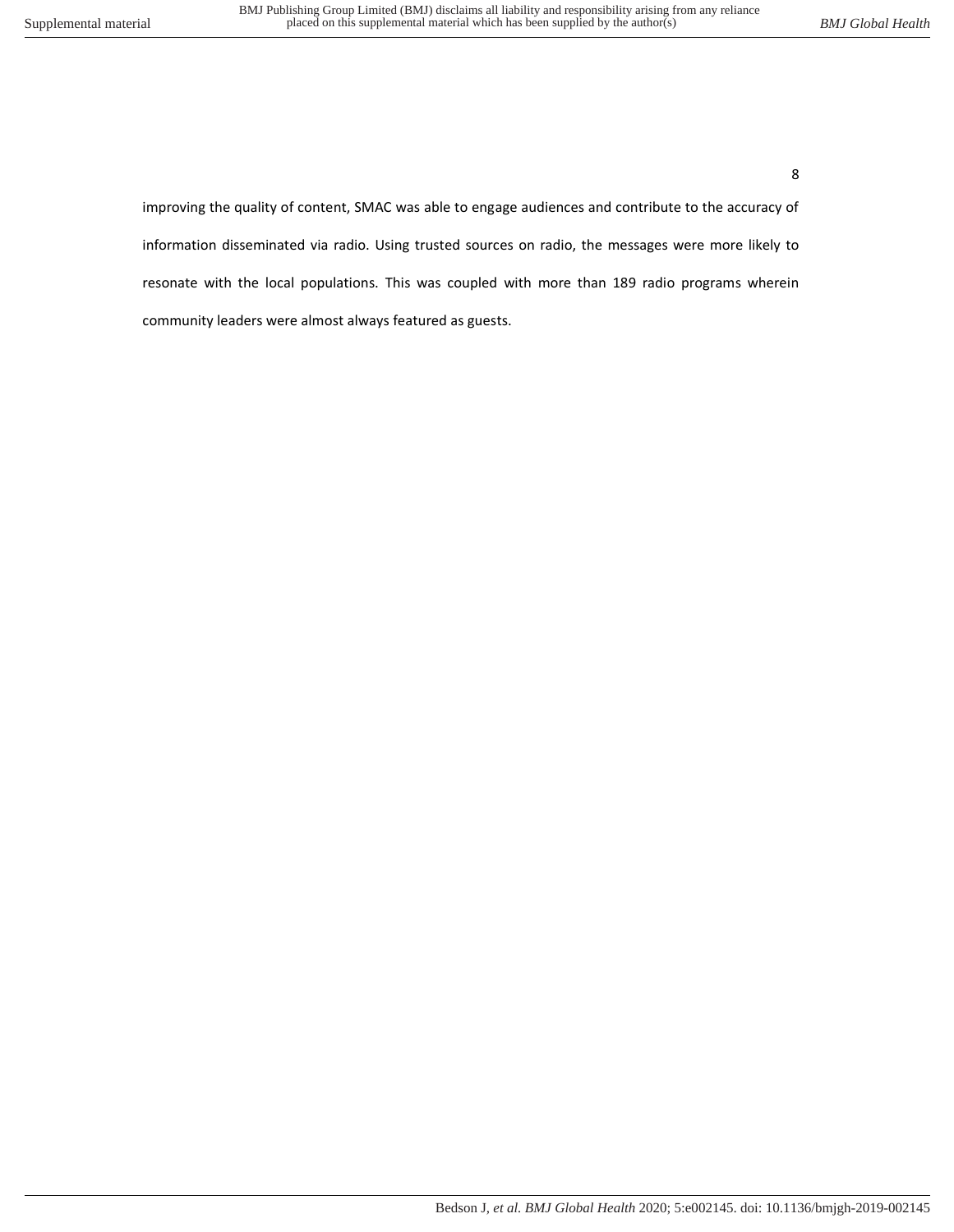improving the quality of content, SMAC was able to engage audiences and contribute to the accuracy of information disseminated via radio. Using trusted sources on radio, the messages were more likely to resonate with the local populations. This was coupled with more than 189 radio programs wherein community leaders were almost always featured as guests.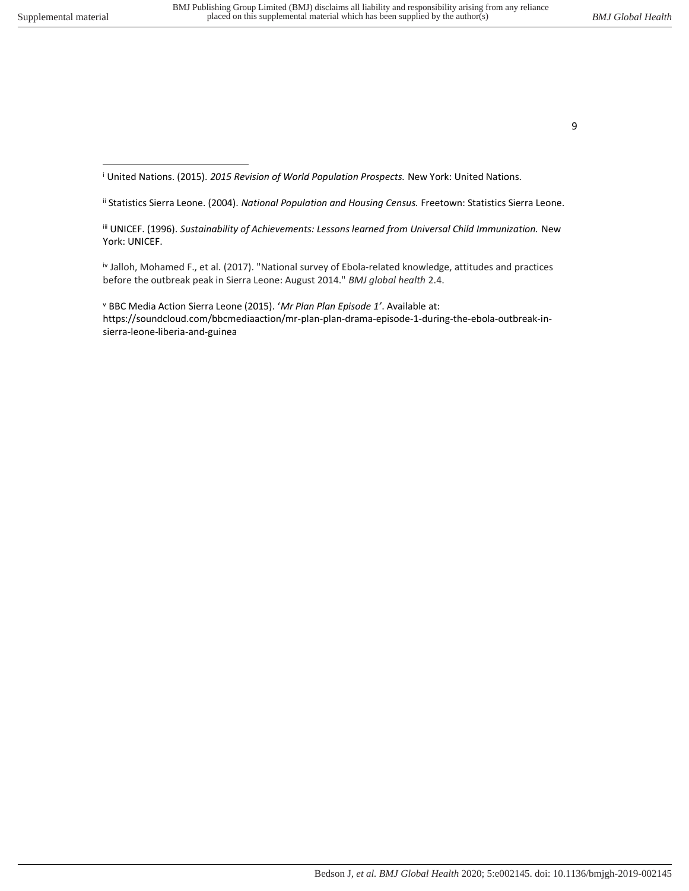[i] United Nations. (2015). *2015 Revision of World Population Prospects.* New York: United Nations.

[ii] Statistics Sierra Leone. (2004). *National Population and Housing Census.* Freetown: Statistics Sierra Leone.

[iii] UNICEF. (1996). *Sustainability of Achievements: Lessons learned from Universal Child Immunization.* New York: UNICEF.

[iv] Jalloh, Mohamed F., et al. (2017). "National survey of Ebola-related knowledge, attitudes and practices before the outbreak peak in Sierra Leone: August 2014." *BMJ global health* 2.4.

[v] BBC Media Action Sierra Leone (2015). '*Mr Plan Plan Episode 1'*. Available at: https://soundcloud.com/bbcmediaaction/mr-plan-plan-drama-episode-1-during-the-ebola-outbreak-in-sierra-leone-liberia-and-guinea